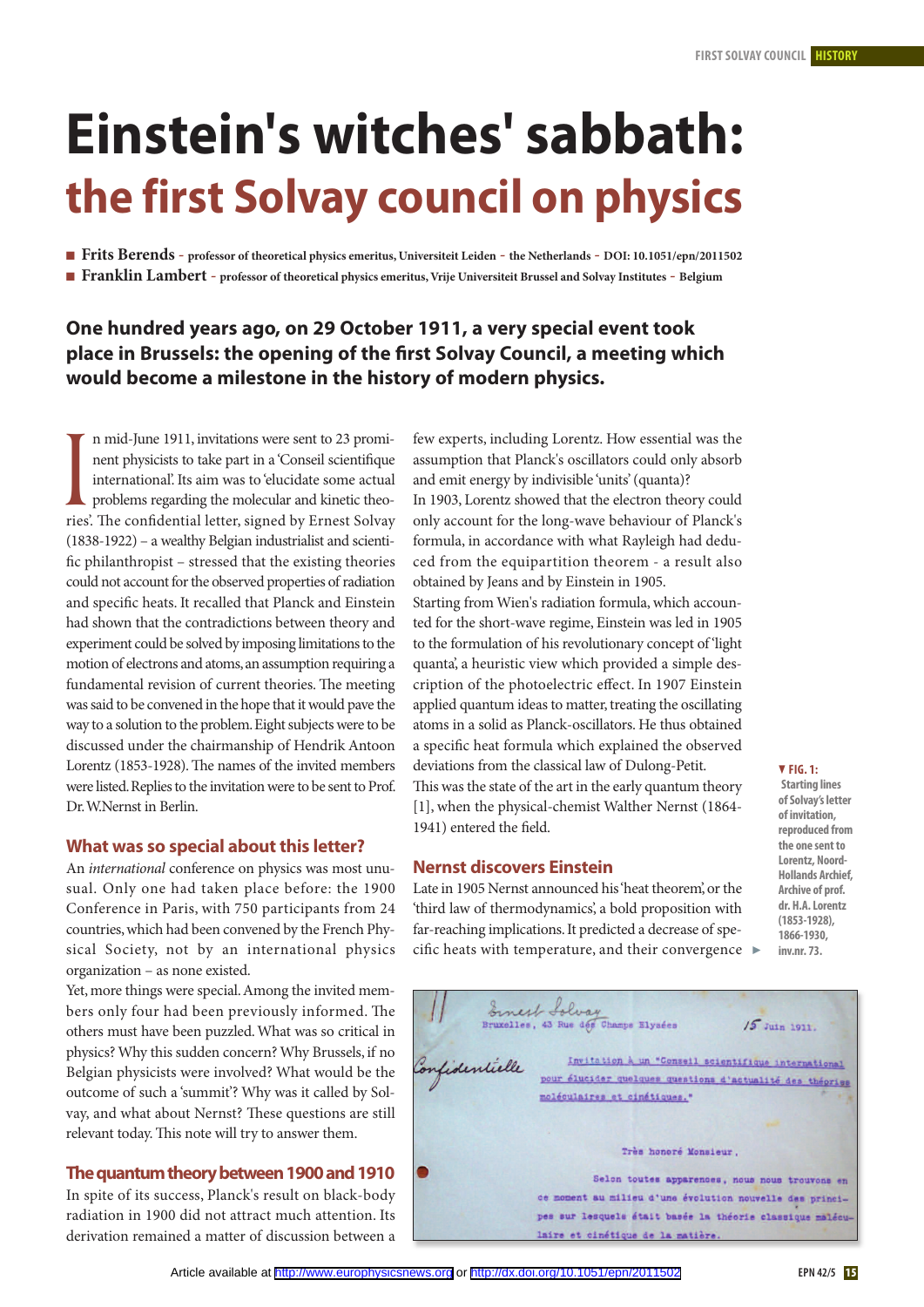# Einstein's witches' sabbath: the first Solvay council on physics

■ **Frits Berends** - professor of theoretical physics emeritus, Universiteit Leiden - the Netherlands - DOI: 10.1051/epn/2011502

■ **Franklin Lambert** - professor of theoretical physics emeritus, Vrije Universiteit Brussel and Solvay Institutes - Belgium

**One hundred years ago, on 29 October 1911, a very special event took place in Brussels: the opening of the first Solvay Council, a meeting which would become a milestone in the history of modern physics.**

In mid-June 1911, invitations were sent to 23 prominent physicists to take part in a 'Conseil scientifique international'. Its aim was to 'elucidate some actual problems regarding the molecular and kinetic theories'. The confidential letter, signed by Ernest Solvay (1838-1922) – a wealthy Belgian industrialist and scientific philanthropist – stressed that the existing theories could not account for the observed properties of radiation and specific heats. It recalled that Planck and Einstein had shown that the contradictions between theory and experiment could be solved by imposing limitations to the motion of electrons and atoms, an assumption requiring a fundamental revision of current theories. The meeting was said to be convened in the hope that it would pave the way to a solution to the problem. Eight subjects were to be discussed under the chairmanship of Hendrik Antoon Lorentz (1853-1928). The names of the invited members were listed. Replies to the invitation were to be sent to Prof. Dr. W.Nernst in Berlin.

## What was so special about this letter?

An *international* conference on physics was most unusual. Only one had taken place before: the 1900 Conference in Paris, with 750 participants from 24 countries, which had been convened by the French Physical Society, not by an international physics organization – as none existed.

Yet, more things were special. Among the invited members only four had been previously informed. The others must have been puzzled. What was so critical in physics? Why this sudden concern? Why Brussels, if no Belgian physicists were involved? What would be the outcome of such a 'summit'? Why was it called by Solvay, and what about Nernst? These questions are still relevant today. This note will try to answer them.

## The quantum theory between 1900 and 1910

In spite of its success, Planck's result on black-body radiation in 1900 did not attract much attention. Its derivation remained a matter of discussion between a few experts, including Lorentz. How essential was the assumption that Planck's oscillators could only absorb and emit energy by indivisible 'units' (quanta)?

In 1903, Lorentz showed that the electron theory could only account for the long-wave behaviour of Planck's formula, in accordance with what Rayleigh had deduced from the equipartition theorem - a result also obtained by Jeans and by Einstein in 1905.

Starting from Wien's radiation formula, which accounted for the short-wave regime, Einstein was led in 1905 to the formulation of his revolutionary concept of 'light quanta', a heuristic view which provided a simple description of the photoelectric effect. In 1907 Einstein applied quantum ideas to matter, treating the oscillating atoms in a solid as Planck-oscillators. He thus obtained a specific heat formula which explained the observed deviations from the classical law of Dulong-Petit.

This was the state of the art in the early quantum theory [1], when the physical-chemist Walther Nernst (1864-1941) entered the field.

## Nernst discovers Einstein

Late in 1905 Nernst announced his 'heat theorem', or the 'third law of thermodynamics', a bold proposition with far-reaching implications. It predicted a decrease of specific heats with temperature, and their convergence ►

▼ **FIG. 1:** Starting lines of Solvay's letter of invitation, reproduced from the one sent to Lorentz, Noord-Hollands Archief, Archive of prof. dr. H.A. Lorentz (1853-1928), 1866-1930, inv.nr. 73.

II Ernest Solvay
Bruxelles, 43 Rue des Champs Elysées 15 Juin 1911.

Confidentielle

Invitation à un "Conseil scientifique international pour élucider quelques questions d'actualité des théories moléculaires et cinétiques."

Très honoré Monsieur,

Selon toutes apparences, nous nous trouvons en ce moment au milieu d'une évolution nouvelle des principes sur lesquels était basée la théorie classique moléculaire et cinétique de la matière.

Article available at http://www.europhysicsnews.org or http://dx.doi.org/10.1051/epn/2011502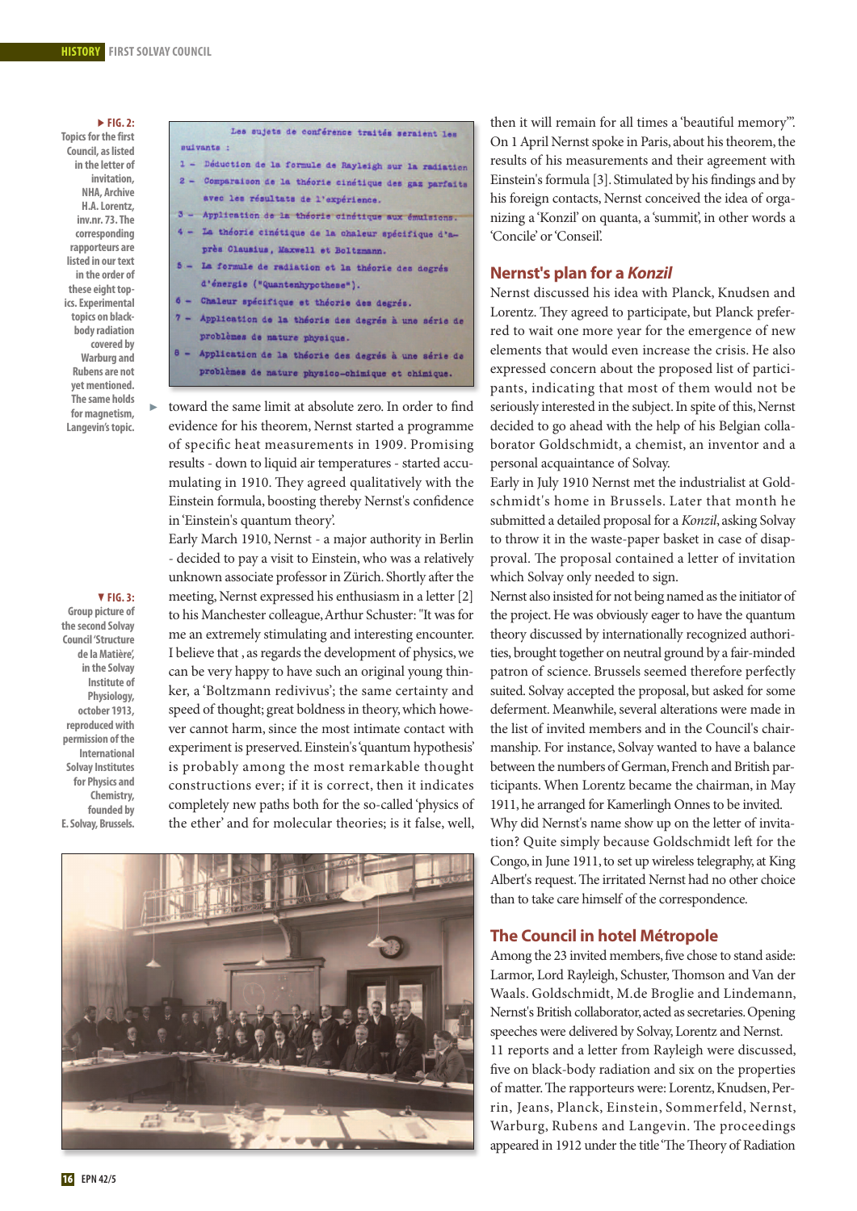**FIG. 2:** Topics for the first Council, as listed in the letter of invitation, NHA, Archive H.A. Lorentz, inv.nr. 73. The corresponding rapporteurs are listed in our text in the order of these eight topics. Experimental topics on black-body radiation covered by Warburg and Rubens are not yet mentioned. The same holds for magnetism, Langevin's topic.

Les sujets de conférence traités seraient les suivants :

1 – Déduction de la formule de Rayleigh sur la radiation
2 – Comparaison de la théorie cinétique des gaz parfaits avec les résultats de l'expérience.
3 – Application de la théorie cinétique aux émulsions.
4 – La théorie cinétique de la chaleur spécifique d'après Clausius, Maxwell et Boltzmann.
5 – La formule de radiation et la théorie des degrés d'énergie ("Quantenhypothese").
6 – Chaleur spécifique et théorie des degrés.
7 – Application de la théorie des degrés à une série de problèmes de nature physique.
8 – Application de la théorie des degrés à une série de problèmes de nature physico-chimique et chimique.

toward the same limit at absolute zero. In order to find evidence for his theorem, Nernst started a programme of specific heat measurements in 1909. Promising results - down to liquid air temperatures - started accumulating in 1910. They agreed qualitatively with the Einstein formula, boosting thereby Nernst's confidence in 'Einstein's quantum theory'.

Early March 1910, Nernst - a major authority in Berlin - decided to pay a visit to Einstein, who was a relatively unknown associate professor in Zürich. Shortly after the meeting, Nernst expressed his enthusiasm in a letter [2] to his Manchester colleague, Arthur Schuster: "It was for me an extremely stimulating and interesting encounter. I believe that , as regards the development of physics, we can be very happy to have such an original young thinker, a 'Boltzmann redivivus'; the same certainty and speed of thought; great boldness in theory, which however cannot harm, since the most intimate contact with experiment is preserved. Einstein's 'quantum hypothesis' is probably among the most remarkable thought constructions ever; if it is correct, then it indicates completely new paths both for the so-called 'physics of the ether' and for molecular theories; is it false, well, then it will remain for all times a 'beautiful memory'". On 1 April Nernst spoke in Paris, about his theorem, the results of his measurements and their agreement with Einstein's formula [3]. Stimulated by his findings and by his foreign contacts, Nernst conceived the idea of organizing a 'Konzil' on quanta, a 'summit', in other words a 'Concile' or 'Conseil'.

**FIG. 3:** Group picture of the second Solvay Council 'Structure de la Matière', in the Solvay Institute of Physiology, october 1913, reproduced with permission of the International Solvay Institutes for Physics and Chemistry, founded by E. Solvay, Brussels.

## Nernst's plan for a *Konzil*

Nernst discussed his idea with Planck, Knudsen and Lorentz. They agreed to participate, but Planck preferred to wait one more year for the emergence of new elements that would even increase the crisis. He also expressed concern about the proposed list of participants, indicating that most of them would not be seriously interested in the subject. In spite of this, Nernst decided to go ahead with the help of his Belgian collaborator Goldschmidt, a chemist, an inventor and a personal acquaintance of Solvay.

Early in July 1910 Nernst met the industrialist at Goldschmidt's home in Brussels. Later that month he submitted a detailed proposal for a *Konzil*, asking Solvay to throw it in the waste-paper basket in case of disapproval. The proposal contained a letter of invitation which Solvay only needed to sign.

Nernst also insisted for not being named as the initiator of the project. He was obviously eager to have the quantum theory discussed by internationally recognized authorities, brought together on neutral ground by a fair-minded patron of science. Brussels seemed therefore perfectly suited. Solvay accepted the proposal, but asked for some deferment. Meanwhile, several alterations were made in the list of invited members and in the Council's chairmanship. For instance, Solvay wanted to have a balance between the numbers of German, French and British participants. When Lorentz became the chairman, in May 1911, he arranged for Kamerlingh Onnes to be invited. Why did Nernst's name show up on the letter of invitation? Quite simply because Goldschmidt left for the Congo, in June 1911, to set up wireless telegraphy, at King Albert's request. The irritated Nernst had no other choice than to take care himself of the correspondence.

## The Council in hotel Métropole

Among the 23 invited members, five chose to stand aside: Larmor, Lord Rayleigh, Schuster, Thomson and Van der Waals. Goldschmidt, M.de Broglie and Lindemann, Nernst's British collaborator, acted as secretaries. Opening speeches were delivered by Solvay, Lorentz and Nernst.

11 reports and a letter from Rayleigh were discussed, five on black-body radiation and six on the properties of matter. The rapporteurs were: Lorentz, Knudsen, Perrin, Jeans, Planck, Einstein, Sommerfeld, Nernst, Warburg, Rubens and Langevin. The proceedings appeared in 1912 under the title 'The Theory of Radiation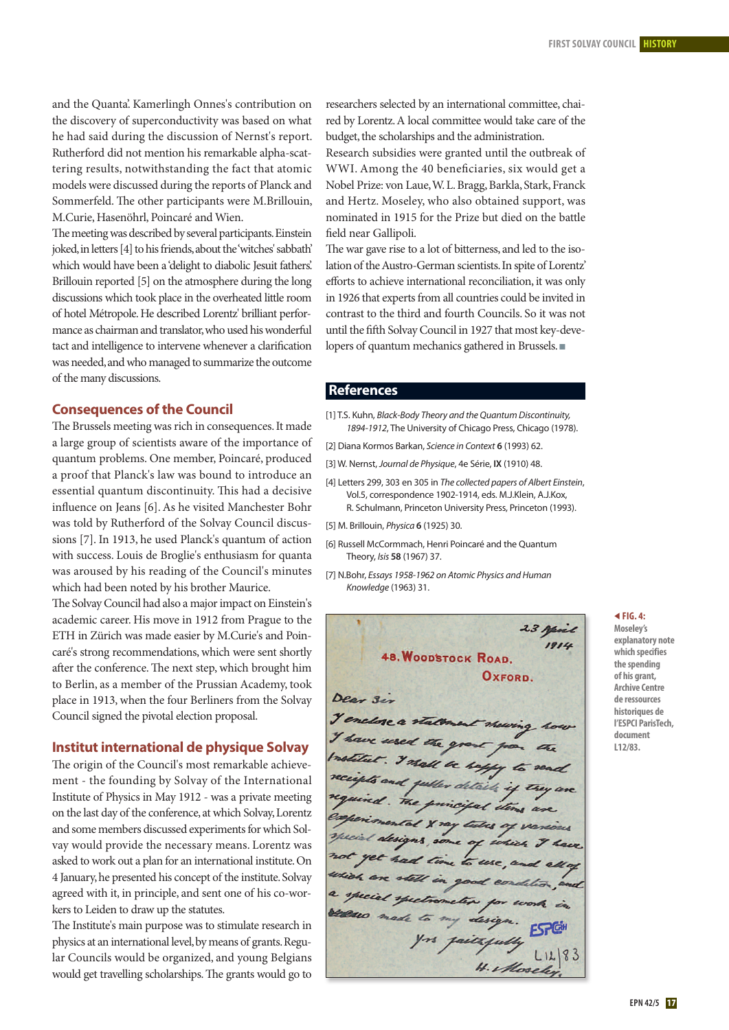and the Quanta'. Kamerlingh Onnes's contribution on the discovery of superconductivity was based on what he had said during the discussion of Nernst's report. Rutherford did not mention his remarkable alpha-scattering results, notwithstanding the fact that atomic models were discussed during the reports of Planck and Sommerfeld. The other participants were M.Brillouin, M.Curie, Hasenöhrl, Poincaré and Wien.

The meeting was described by several participants. Einstein joked, in letters [4] to his friends, about the 'witches' sabbath' which would have been a 'delight to diabolic Jesuit fathers'. Brillouin reported [5] on the atmosphere during the long discussions which took place in the overheated little room of hotel Métropole. He described Lorentz' brilliant performance as chairman and translator, who used his wonderful tact and intelligence to intervene whenever a clarification was needed, and who managed to summarize the outcome of the many discussions.

## Consequences of the Council

The Brussels meeting was rich in consequences. It made a large group of scientists aware of the importance of quantum problems. One member, Poincaré, produced a proof that Planck's law was bound to introduce an essential quantum discontinuity. This had a decisive influence on Jeans [6]. As he visited Manchester Bohr was told by Rutherford of the Solvay Council discussions [7]. In 1913, he used Planck's quantum of action with success. Louis de Broglie's enthusiasm for quanta was aroused by his reading of the Council's minutes which had been noted by his brother Maurice.

The Solvay Council had also a major impact on Einstein's academic career. His move in 1912 from Prague to the ETH in Zürich was made easier by M.Curie's and Poincaré's strong recommendations, which were sent shortly after the conference. The next step, which brought him to Berlin, as a member of the Prussian Academy, took place in 1913, when the four Berliners from the Solvay Council signed the pivotal election proposal.

## Institut international de physique Solvay

The origin of the Council's most remarkable achievement - the founding by Solvay of the International Institute of Physics in May 1912 - was a private meeting on the last day of the conference, at which Solvay, Lorentz and some members discussed experiments for which Solvay would provide the necessary means. Lorentz was asked to work out a plan for an international institute. On 4 January, he presented his concept of the institute. Solvay agreed with it, in principle, and sent one of his co-workers to Leiden to draw up the statutes.

The Institute's main purpose was to stimulate research in physics at an international level, by means of grants. Regular Councils would be organized, and young Belgians would get travelling scholarships. The grants would go to researchers selected by an international committee, chaired by Lorentz. A local committee would take care of the budget, the scholarships and the administration. Research subsidies were granted until the outbreak of WWI. Among the 40 beneficiaries, six would get a Nobel Prize: von Laue, W. L. Bragg, Barkla, Stark, Franck and Hertz. Moseley, who also obtained support, was nominated in 1915 for the Prize but died on the battle field near Gallipoli.

The war gave rise to a lot of bitterness, and led to the isolation of the Austro-German scientists. In spite of Lorentz' efforts to achieve international reconciliation, it was only in 1926 that experts from all countries could be invited in contrast to the third and fourth Councils. So it was not until the fifth Solvay Council in 1927 that most key-developers of quantum mechanics gathered in Brussels. ■

## References

[1] T.S. Kuhn, *Black-Body Theory and the Quantum Discontinuity, 1894-1912*, The University of Chicago Press, Chicago (1978).

[2] Diana Kormos Barkan, *Science in Context* **6** (1993) 62.

[3] W. Nernst, *Journal de Physique*, 4e Série, **IX** (1910) 48.

[4] Letters 299, 303 en 305 in *The collected papers of Albert Einstein*, Vol.5, correspondence 1902-1914, eds. M.J.Klein, A.J.Kox, R. Schulmann, Princeton University Press, Princeton (1993).

[5] M. Brillouin, *Physica* **6** (1925) 30.

[6] Russell McCormmach, Henri Poincaré and the Quantum Theory, *Isis* **58** (1967) 37.

[7] N.Bohr, *Essays 1958-1962 on Atomic Physics and Human Knowledge* (1963) 31.

23 April 1914

48, Woodstock Road.
Oxford.

Dear Sir

I enclose a statement showing how I have used the grant from the Institut. I shall be happy to send receipts and fuller details if they are required. The principal items are experimental X ray tubes of various special designs, some of which I have not yet had time to use, and all of which are still in good condition, and a special spectrometer for work in vacuo made to my design.

Yrs faithfully
H. Moseley

L12/83

◄ **FIG. 4:** Moseley's explanatory note which specifies the spending of his grant, Archive Centre de ressources historiques de l'ESPCI ParisTech, document L12/83.